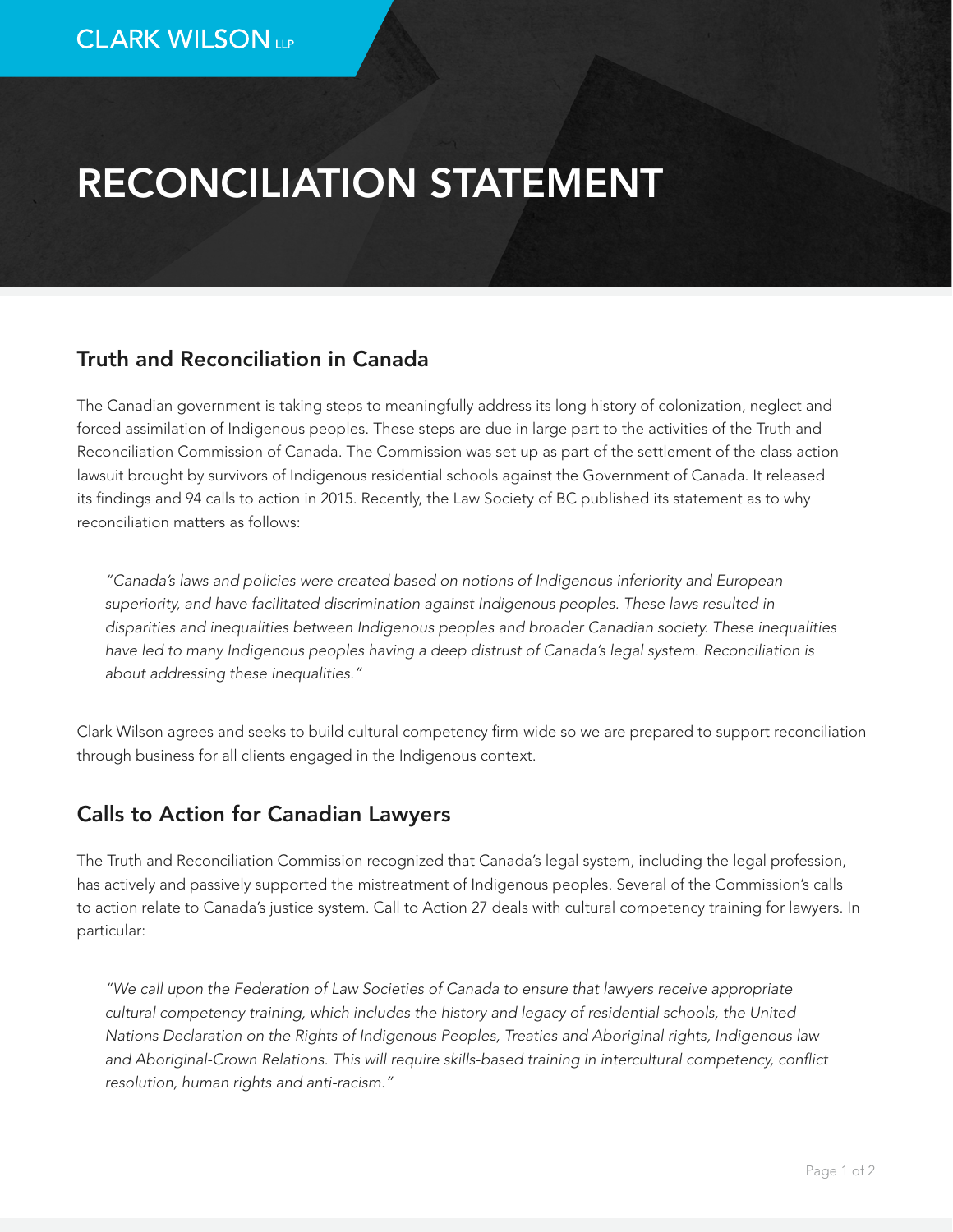CLARK WILSON LLP

# RECONCILIATION STATEMENT

## Truth and Reconciliation in Canada

The Canadian government is taking steps to meaningfully address its long history of colonization, neglect and forced assimilation of Indigenous peoples. These steps are due in large part to the activities of the Truth and Reconciliation Commission of Canada. The Commission was set up as part of the settlement of the class action lawsuit brought by survivors of Indigenous residential schools against the Government of Canada. It released its findings and 94 calls to action in 2015. Recently, the Law Society of BC published its statement as to why reconciliation matters as follows:

> *"Canada's laws and policies were created based on notions of Indigenous inferiority and European superiority, and have facilitated discrimination against Indigenous peoples. These laws resulted in disparities and inequalities between Indigenous peoples and broader Canadian society. These inequalities have led to many Indigenous peoples having a deep distrust of Canada's legal system. Reconciliation is about addressing these inequalities."*

Clark Wilson agrees and seeks to build cultural competency firm-wide so we are prepared to support reconciliation through business for all clients engaged in the Indigenous context.

## Calls to Action for Canadian Lawyers

The Truth and Reconciliation Commission recognized that Canada's legal system, including the legal profession, has actively and passively supported the mistreatment of Indigenous peoples. Several of the Commission's calls to action relate to Canada's justice system. Call to Action 27 deals with cultural competency training for lawyers. In particular:

> *"We call upon the Federation of Law Societies of Canada to ensure that lawyers receive appropriate cultural competency training, which includes the history and legacy of residential schools, the United Nations Declaration on the Rights of Indigenous Peoples, Treaties and Aboriginal rights, Indigenous law and Aboriginal-Crown Relations. This will require skills-based training in intercultural competency, conflict resolution, human rights and anti-racism."*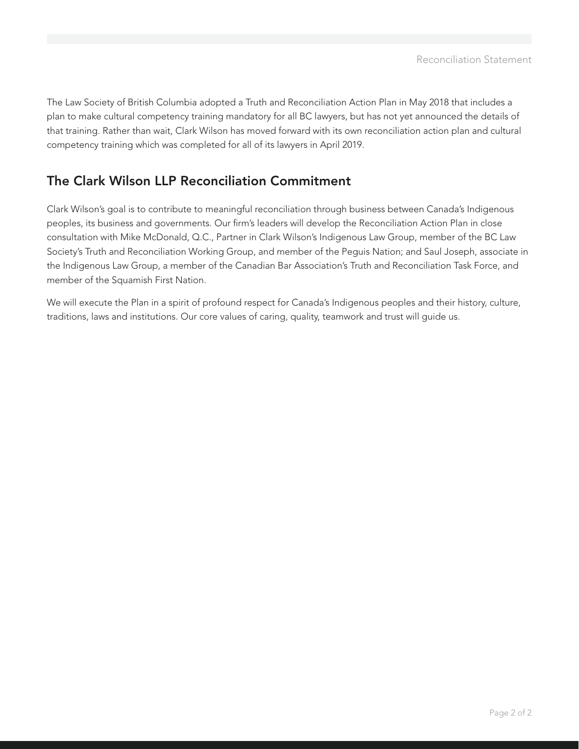The Law Society of British Columbia adopted a Truth and Reconciliation Action Plan in May 2018 that includes a plan to make cultural competency training mandatory for all BC lawyers, but has not yet announced the details of that training. Rather than wait, Clark Wilson has moved forward with its own reconciliation action plan and cultural competency training which was completed for all of its lawyers in April 2019.

## The Clark Wilson LLP Reconciliation Commitment

Clark Wilson's goal is to contribute to meaningful reconciliation through business between Canada's Indigenous peoples, its business and governments. Our firm's leaders will develop the Reconciliation Action Plan in close consultation with Mike McDonald, Q.C., Partner in Clark Wilson's Indigenous Law Group, member of the BC Law Society's Truth and Reconciliation Working Group, and member of the Peguis Nation; and Saul Joseph, associate in the Indigenous Law Group, a member of the Canadian Bar Association's Truth and Reconciliation Task Force, and member of the Squamish First Nation.

We will execute the Plan in a spirit of profound respect for Canada's Indigenous peoples and their history, culture, traditions, laws and institutions. Our core values of caring, quality, teamwork and trust will guide us.